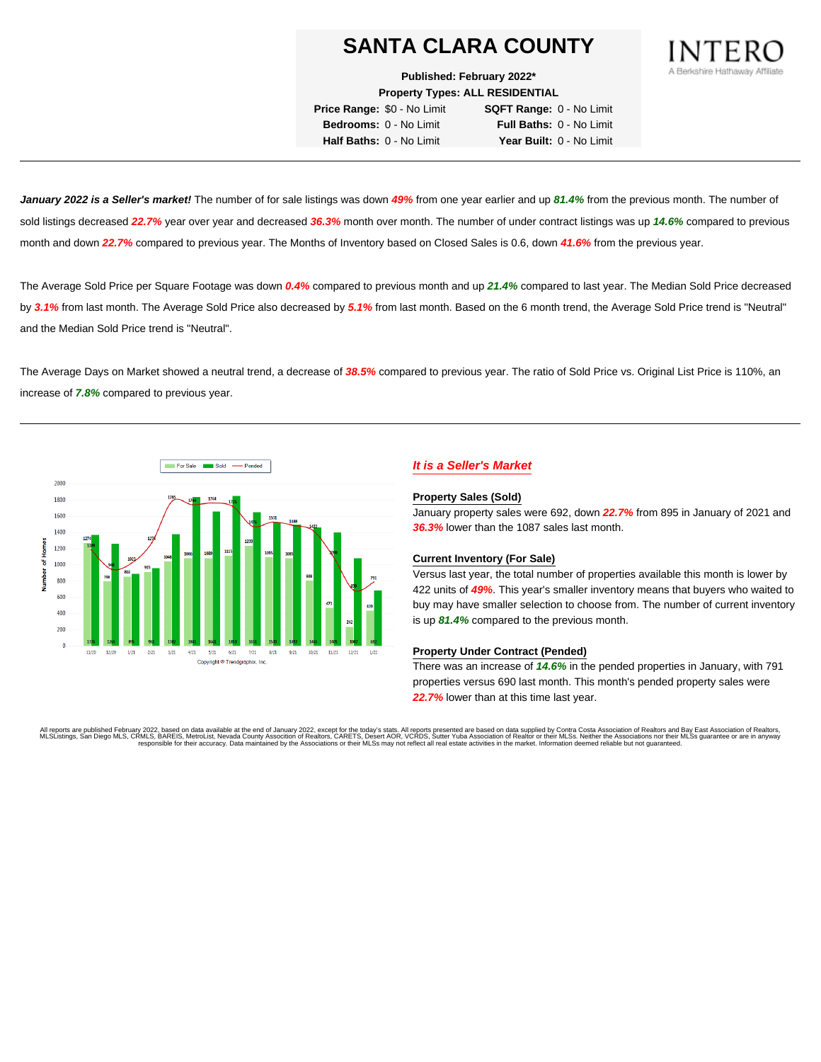# SANTA CLARA COUNTY

INTERO
A Berkshire Hathaway Affiliate

**Published: February 2022***

**Property Types: ALL RESIDENTIAL**

| | | | |
|---|---|---|---|
| **Price Range:** | $0 - No Limit | **SQFT Range:** | 0 - No Limit |
| **Bedrooms:** | 0 - No Limit | **Full Baths:** | 0 - No Limit |
| **Half Baths:** | 0 - No Limit | **Year Built:** | 0 - No Limit |

---

***January 2022 is a Seller's market!*** The number of for sale listings was down ***49%*** from one year earlier and up ***81.4%*** from the previous month. The number of sold listings decreased ***22.7%*** year over year and decreased ***36.3%*** month over month. The number of under contract listings was up ***14.6%*** compared to previous month and down ***22.7%*** compared to previous year. The Months of Inventory based on Closed Sales is 0.6, down ***41.6%*** from the previous year.

The Average Sold Price per Square Footage was down ***0.4%*** compared to previous month and up ***21.4%*** compared to last year. The Median Sold Price decreased by ***3.1%*** from last month. The Average Sold Price also decreased by ***5.1%*** from last month. Based on the 6 month trend, the Average Sold Price trend is "Neutral" and the Median Sold Price trend is "Neutral".

The Average Days on Market showed a neutral trend, a decrease of ***38.5%*** compared to previous year. The ratio of Sold Price vs. Original List Price is 110%, an increase of ***7.8%*** compared to previous year.

---

Copyright © Trendgraphix, Inc.

### *It is a Seller's Market*

**Property Sales (Sold)**

January property sales were 692, down ***22.7%*** from 895 in January of 2021 and ***36.3%*** lower than the 1087 sales last month.

**Current Inventory (For Sale)**

Versus last year, the total number of properties available this month is lower by 422 units of ***49%***. This year's smaller inventory means that buyers who waited to buy may have smaller selection to choose from. The number of current inventory is up ***81.4%*** compared to the previous month.

**Property Under Contract (Pended)**

There was an increase of ***14.6%*** in the pended properties in January, with 791 properties versus 690 last month. This month's pended property sales were ***22.7%*** lower than at this time last year.

All reports are published February 2022, based on data available at the end of January 2022, except for the today's stats. All reports presented are based on data supplied by Contra Costa Association of Realtors and Bay East Association of Realtors, MLSListings, San Diego MLS, CRMLS, BAREIS, MetroList, Nevada County Association of Realtors, CARETS, Desert AOR, VCRDS, Sutter Yuba Association of Realtor or their MLSs. Neither the Associations nor their MLSs guarantee or are in anyway responsible for their accuracy. Data maintained by the Associations or their MLSs may not reflect all real estate activities in the market. Information deemed reliable but not guaranteed.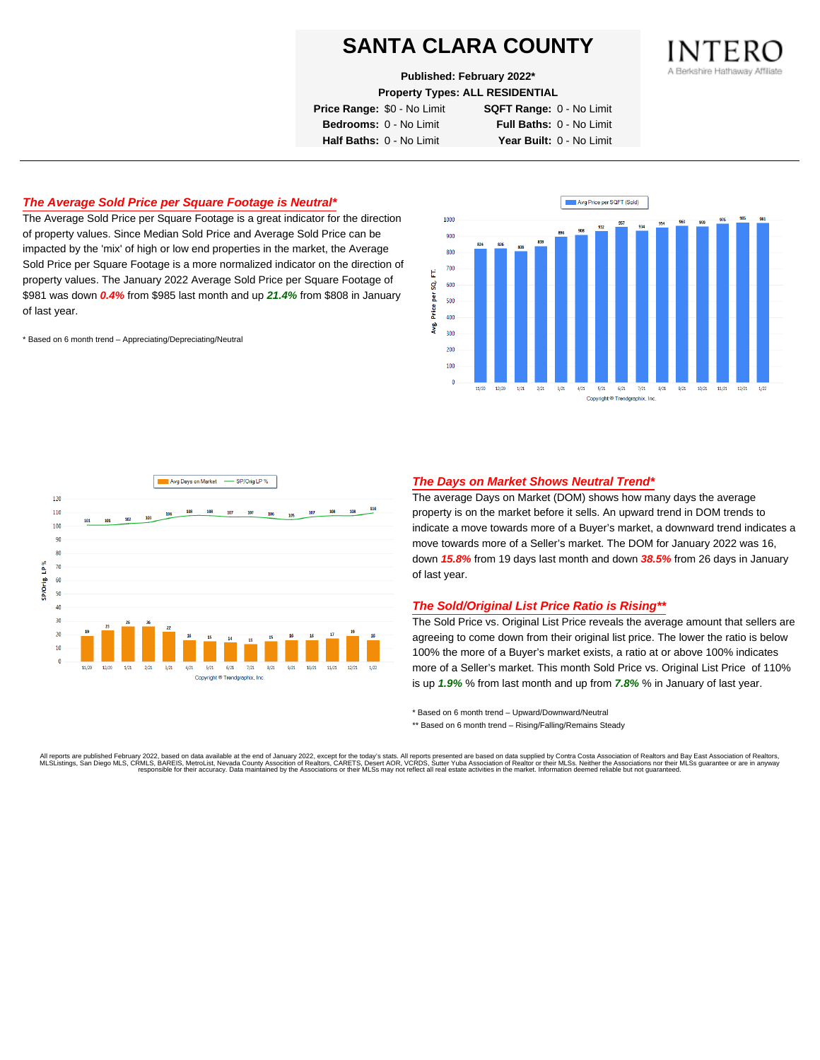# SANTA CLARA COUNTY

**Published: February 2022***

**Property Types: ALL RESIDENTIAL**

| | | | |
|---|---|---|---|
| **Price Range:** | $0 - No Limit | **SQFT Range:** | 0 - No Limit |
| **Bedrooms:** | 0 - No Limit | **Full Baths:** | 0 - No Limit |
| **Half Baths:** | 0 - No Limit | **Year Built:** | 0 - No Limit |

## *The Average Sold Price per Square Footage is Neutral**

The Average Sold Price per Square Footage is a great indicator for the direction of property values. Since Median Sold Price and Average Sold Price can be impacted by the 'mix' of high or low end properties in the market, the Average Sold Price per Square Footage is a more normalized indicator on the direction of property values. The January 2022 Average Sold Price per Square Footage of $981 was down ***0.4%*** from $985 last month and up ***21.4%*** from $808 in January of last year.

\* Based on 6 month trend – Appreciating/Depreciating/Neutral

Avg Price per SQFT (Sold)

| Month | 11/20 | 12/20 | 1/21 | 2/21 | 3/21 | 4/21 | 5/21 | 6/21 | 7/21 | 8/21 | 9/21 | 10/21 | 11/21 | 12/21 | 1/22 |
|---|---|---|---|---|---|---|---|---|---|---|---|---|---|---|---|
| Avg. Price per SQ. FT. | 824 | 826 | 808 | 839 | 896 | 908 | 932 | 957 | 934 | 954 | 963 | 959 | 976 | 985 | 981 |

Copyright ® Trendgraphix, Inc.

| Month | 11/20 | 12/20 | 1/21 | 2/21 | 3/21 | 4/21 | 5/21 | 6/21 | 7/21 | 8/21 | 9/21 | 10/21 | 11/21 | 12/21 | 1/22 |
|---|---|---|---|---|---|---|---|---|---|---|---|---|---|---|---|
| Avg Days on Market | 19 | 21 | 26 | 26 | 22 | 16 | 15 | 14 | 13 | 15 | 16 | 16 | 17 | 19 | 16 |
| SP/Orig LP % | 101 | 101 | 102 | 103 | 106 | 108 | 108 | 107 | 107 | 106 | 105 | 107 | 108 | 108 | 110 |

Copyright ® Trendgraphix, Inc.

## *The Days on Market Shows Neutral Trend**

The average Days on Market (DOM) shows how many days the average property is on the market before it sells. An upward trend in DOM trends to indicate a move towards more of a Buyer's market, a downward trend indicates a move towards more of a Seller's market. The DOM for January 2022 was 16, down ***15.8%*** from 19 days last month and down ***38.5%*** from 26 days in January of last year.

## *The Sold/Original List Price Ratio is Rising***

The Sold Price vs. Original List Price reveals the average amount that sellers are agreeing to come down from their original list price. The lower the ratio is below 100% the more of a Buyer's market exists, a ratio at or above 100% indicates more of a Seller's market. This month Sold Price vs. Original List Price of 110% is up ***1.9%*** % from last month and up from ***7.8%*** % in January of last year.

\* Based on 6 month trend – Upward/Downward/Neutral

\** Based on 6 month trend – Rising/Falling/Remains Steady

All reports are published February 2022, based on data available at the end of January 2022, except for the today's stats. All reports presented are based on data supplied by Contra Costa Association of Realtors and Bay East Association of Realtors, MLSListings, San Diego MLS, CRMLS, BAREIS, MetroList, Nevada County Association of Realtors, CARETS, Desert AOR, VCRDS, Sutter Yuba Association of Realtor or their MLSs. Neither the Associations nor their MLSs guarantee or are in anyway responsible for their accuracy. Data maintained by the Associations or their MLSs may not reflect all real estate activities in the market. Information deemed reliable but not guaranteed.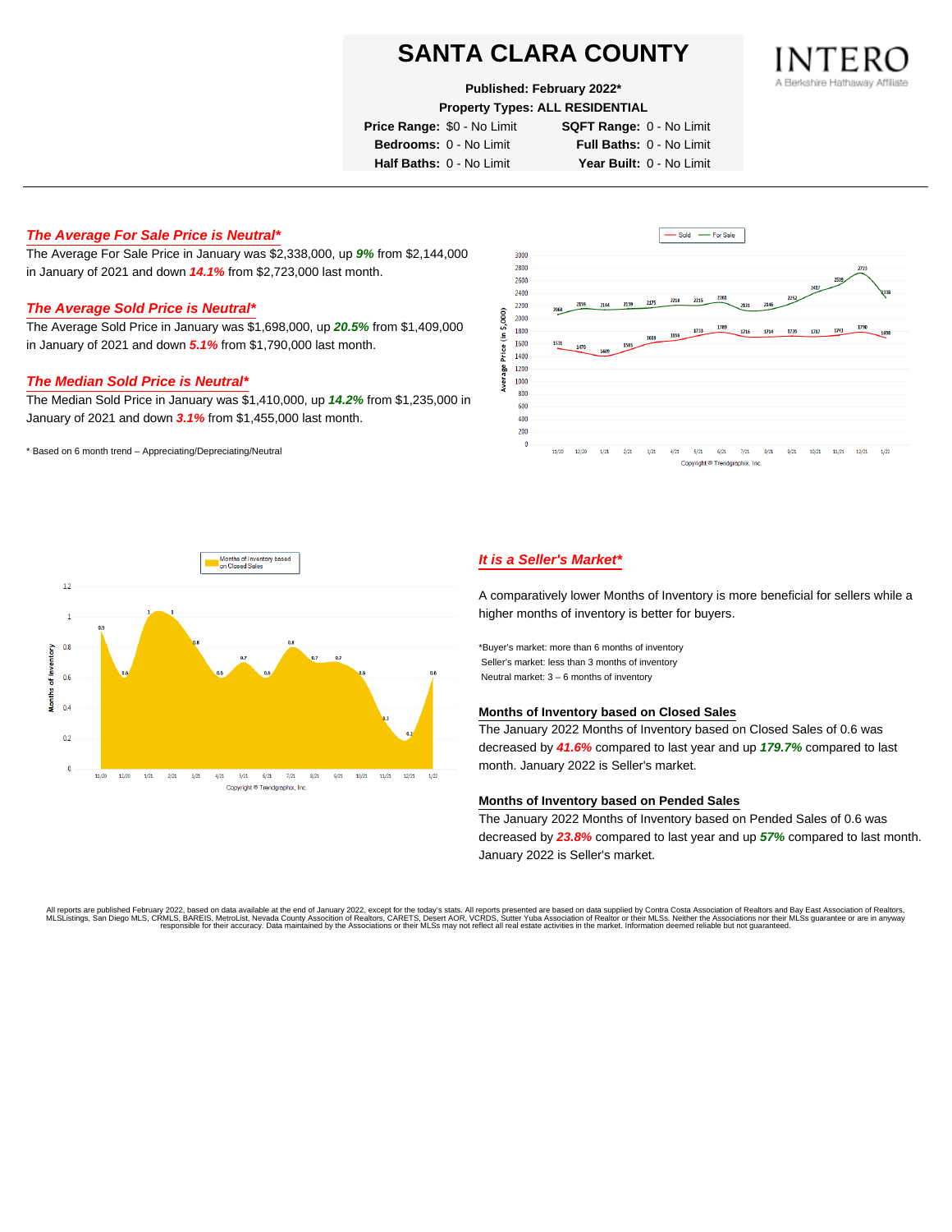# SANTA CLARA COUNTY

**Published: February 2022***

**Property Types: ALL RESIDENTIAL**

| | | | |
|---|---|---|---|
| **Price Range:** | $0 - No Limit | **SQFT Range:** | 0 - No Limit |
| **Bedrooms:** | 0 - No Limit | **Full Baths:** | 0 - No Limit |
| **Half Baths:** | 0 - No Limit | **Year Built:** | 0 - No Limit |

INTERO
A Berkshire Hathaway Affiliate

## *The Average For Sale Price is Neutral**

The Average For Sale Price in January was $2,338,000, up ***9%*** from $2,144,000 in January of 2021 and down ***14.1%*** from $2,723,000 last month.

## *The Average Sold Price is Neutral**

The Average Sold Price in January was $1,698,000, up ***20.5%*** from $1,409,000 in January of 2021 and down ***5.1%*** from $1,790,000 last month.

## *The Median Sold Price is Neutral**

The Median Sold Price in January was $1,410,000, up ***14.2%*** from $1,235,000 in January of 2021 and down ***3.1%*** from $1,455,000 last month.

* Based on 6 month trend – Appreciating/Depreciating/Neutral

## *It is a Seller's Market**

A comparatively lower Months of Inventory is more beneficial for sellers while a higher months of inventory is better for buyers.

*Buyer's market: more than 6 months of inventory
Seller's market: less than 3 months of inventory
Neutral market: 3 – 6 months of inventory

### Months of Inventory based on Closed Sales

The January 2022 Months of Inventory based on Closed Sales of 0.6 was decreased by ***41.6%*** compared to last year and up ***179.7%*** compared to last month. January 2022 is Seller's market.

### Months of Inventory based on Pended Sales

The January 2022 Months of Inventory based on Pended Sales of 0.6 was decreased by ***23.8%*** compared to last year and up ***57%*** compared to last month. January 2022 is Seller's market.

All reports are published February 2022, based on data available at the end of January 2022, except for the today's stats. All reports presented are based on data supplied by Contra Costa Association of Realtors and Bay East Association of Realtors, MLSListings, San Diego MLS, CRMLS, BAREIS, MetroList, Nevada County Association of Realtors, CARETS, Desert AOR, VCRDS, Sutter Yuba Association of Realtor or their MLSs. Neither the Associations nor their MLSs guarantee or are in anyway responsible for their accuracy. Data maintained by the Associations or their MLSs may not reflect all real estate activities in the market. Information deemed reliable but not guaranteed.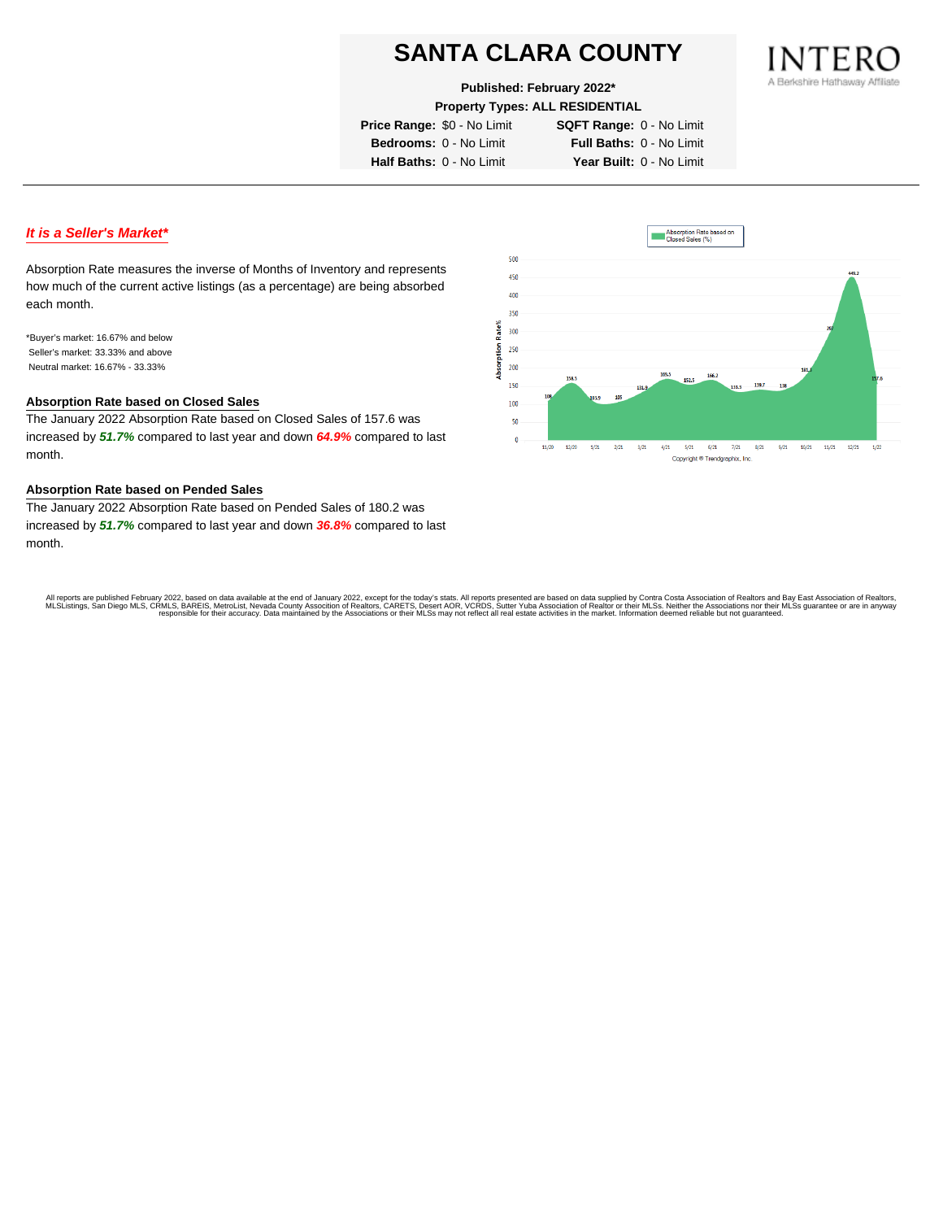# SANTA CLARA COUNTY

INTERO
A Berkshire Hathaway Affiliate

**Published: February 2022***

**Property Types: ALL RESIDENTIAL**

**Price Range:** $0 - No Limit **SQFT Range:** 0 - No Limit
**Bedrooms:** 0 - No Limit **Full Baths:** 0 - No Limit
**Half Baths:** 0 - No Limit **Year Built:** 0 - No Limit

## *It is a Seller's Market**

Absorption Rate measures the inverse of Months of Inventory and represents how much of the current active listings (as a percentage) are being absorbed each month.

*Buyer's market: 16.67% and below
Seller's market: 33.33% and above
Neutral market: 16.67% - 33.33%

Absorption Rate based on Closed Sales (%)

Absorption Rate%

500
450
400
350
300
250
200
150
100
50
0

108
158.5
101.9
105
131.9
169.3
152.5
166.2
133.3
139.7
138
181.3
292
449.2
157.6

11/20 12/20 1/21 2/21 3/21 4/21 5/21 6/21 7/21 8/21 9/21 10/21 11/21 12/21 1/22

Copyright ® Trendgraphix, Inc.

### Absorption Rate based on Closed Sales

The January 2022 Absorption Rate based on Closed Sales of 157.6 was increased by ***51.7%*** compared to last year and down ***64.9%*** compared to last month.

### Absorption Rate based on Pended Sales

The January 2022 Absorption Rate based on Pended Sales of 180.2 was increased by ***51.7%*** compared to last year and down ***36.8%*** compared to last month.

All reports are published February 2022, based on data available at the end of January 2022, except for the today's stats. All reports presented are based on data supplied by Contra Costa Association of Realtors and Bay East Association of Realtors, MLSListings, San Diego MLS, CRMLS, BAREIS, MetroList, Nevada County Assocition of Realtors, CARETS, Desert AOR, VCRDS, Sutter Yuba Association of Realtor or their MLSs. Neither the Associations nor their MLSs guarantee or are in anyway responsible for their accuracy. Data maintained by the Associations or their MLSs may not reflect all real estate activities in the market. Information deemed reliable but not guaranteed.